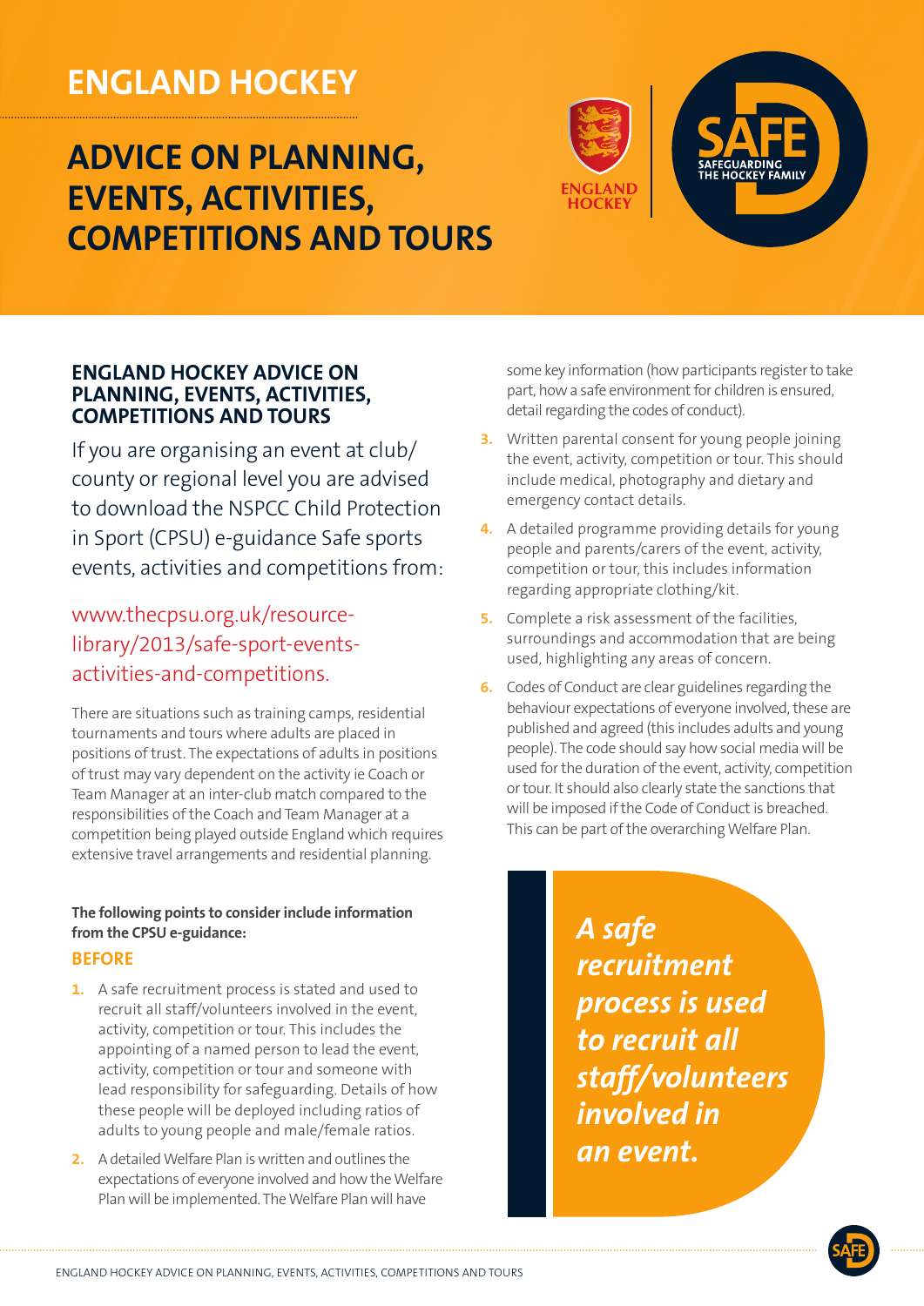# ENGLAND HOCKEY

## ADVICE ON PLANNING, EVENTS, ACTIVITIES, COMPETITIONS AND TOURS

### ENGLAND HOCKEY ADVICE ON PLANNING, EVENTS, ACTIVITIES, COMPETITIONS AND TOURS

If you are organising an event at club/county or regional level you are advised to download the NSPCC Child Protection in Sport (CPSU) e-guidance Safe sports events, activities and competitions from:

www.thecpsu.org.uk/resource-library/2013/safe-sport-events-activities-and-competitions.

There are situations such as training camps, residential tournaments and tours where adults are placed in positions of trust. The expectations of adults in positions of trust may vary dependent on the activity ie Coach or Team Manager at an inter-club match compared to the responsibilities of the Coach and Team Manager at a competition being played outside England which requires extensive travel arrangements and residential planning.

**The following points to consider include information from the CPSU e-guidance:**

#### BEFORE

1. A safe recruitment process is stated and used to recruit all staff/volunteers involved in the event, activity, competition or tour. This includes the appointing of a named person to lead the event, activity, competition or tour and someone with lead responsibility for safeguarding. Details of how these people will be deployed including ratios of adults to young people and male/female ratios.
2. A detailed Welfare Plan is written and outlines the expectations of everyone involved and how the Welfare Plan will be implemented. The Welfare Plan will have some key information (how participants register to take part, how a safe environment for children is ensured, detail regarding the codes of conduct).
3. Written parental consent for young people joining the event, activity, competition or tour. This should include medical, photography and dietary and emergency contact details.
4. A detailed programme providing details for young people and parents/carers of the event, activity, competition or tour, this includes information regarding appropriate clothing/kit.
5. Complete a risk assessment of the facilities, surroundings and accommodation that are being used, highlighting any areas of concern.
6. Codes of Conduct are clear guidelines regarding the behaviour expectations of everyone involved, these are published and agreed (this includes adults and young people). The code should say how social media will be used for the duration of the event, activity, competition or tour. It should also clearly state the sanctions that will be imposed if the Code of Conduct is breached. This can be part of the overarching Welfare Plan.

> ***A safe recruitment process is used to recruit all staff/volunteers involved in an event.***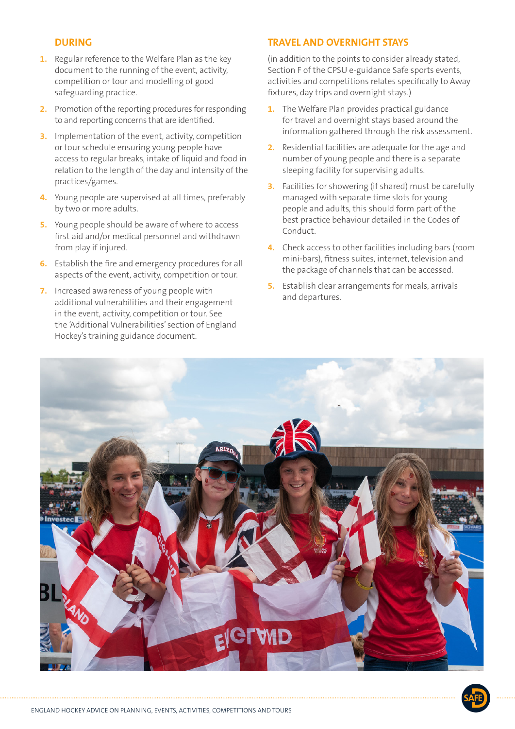## DURING

1. Regular reference to the Welfare Plan as the key document to the running of the event, activity, competition or tour and modelling of good safeguarding practice.
2. Promotion of the reporting procedures for responding to and reporting concerns that are identified.
3. Implementation of the event, activity, competition or tour schedule ensuring young people have access to regular breaks, intake of liquid and food in relation to the length of the day and intensity of the practices/games.
4. Young people are supervised at all times, preferably by two or more adults.
5. Young people should be aware of where to access first aid and/or medical personnel and withdrawn from play if injured.
6. Establish the fire and emergency procedures for all aspects of the event, activity, competition or tour.
7. Increased awareness of young people with additional vulnerabilities and their engagement in the event, activity, competition or tour. See the 'Additional Vulnerabilities' section of England Hockey's training guidance document.

## TRAVEL AND OVERNIGHT STAYS

(in addition to the points to consider already stated, Section F of the CPSU e-guidance Safe sports events, activities and competitions relates specifically to Away fixtures, day trips and overnight stays.)

1. The Welfare Plan provides practical guidance for travel and overnight stays based around the information gathered through the risk assessment.
2. Residential facilities are adequate for the age and number of young people and there is a separate sleeping facility for supervising adults.
3. Facilities for showering (if shared) must be carefully managed with separate time slots for young people and adults, this should form part of the best practice behaviour detailed in the Codes of Conduct.
4. Check access to other facilities including bars (room mini-bars), fitness suites, internet, television and the package of channels that can be accessed.
5. Establish clear arrangements for meals, arrivals and departures.